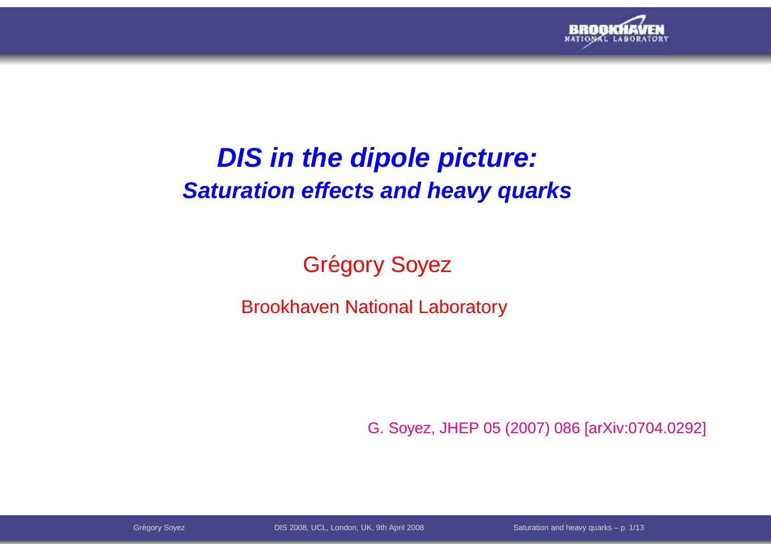# *DIS in the dipole picture:*

## *Saturation effects and heavy quarks*

Grégory Soyez

Brookhaven National Laboratory

G. Soyez, JHEP 05 (2007) 086 [arXiv:0704.0292]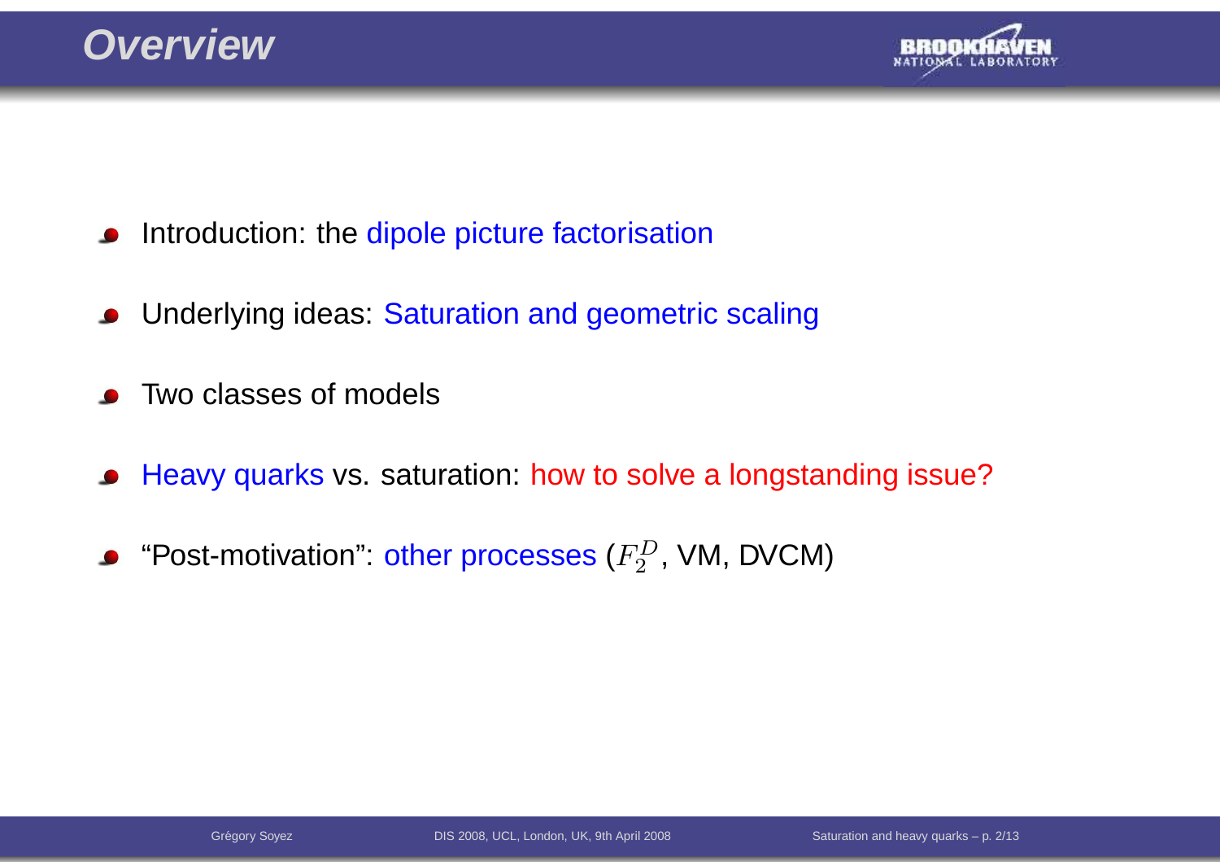# Overview

- Introduction: the dipole picture factorisation
- Underlying ideas: Saturation and geometric scaling
- Two classes of models
- Heavy quarks vs. saturation: how to solve a longstanding issue?
- “Post-motivation”: other processes ($F_2^D$, VM, DVCM)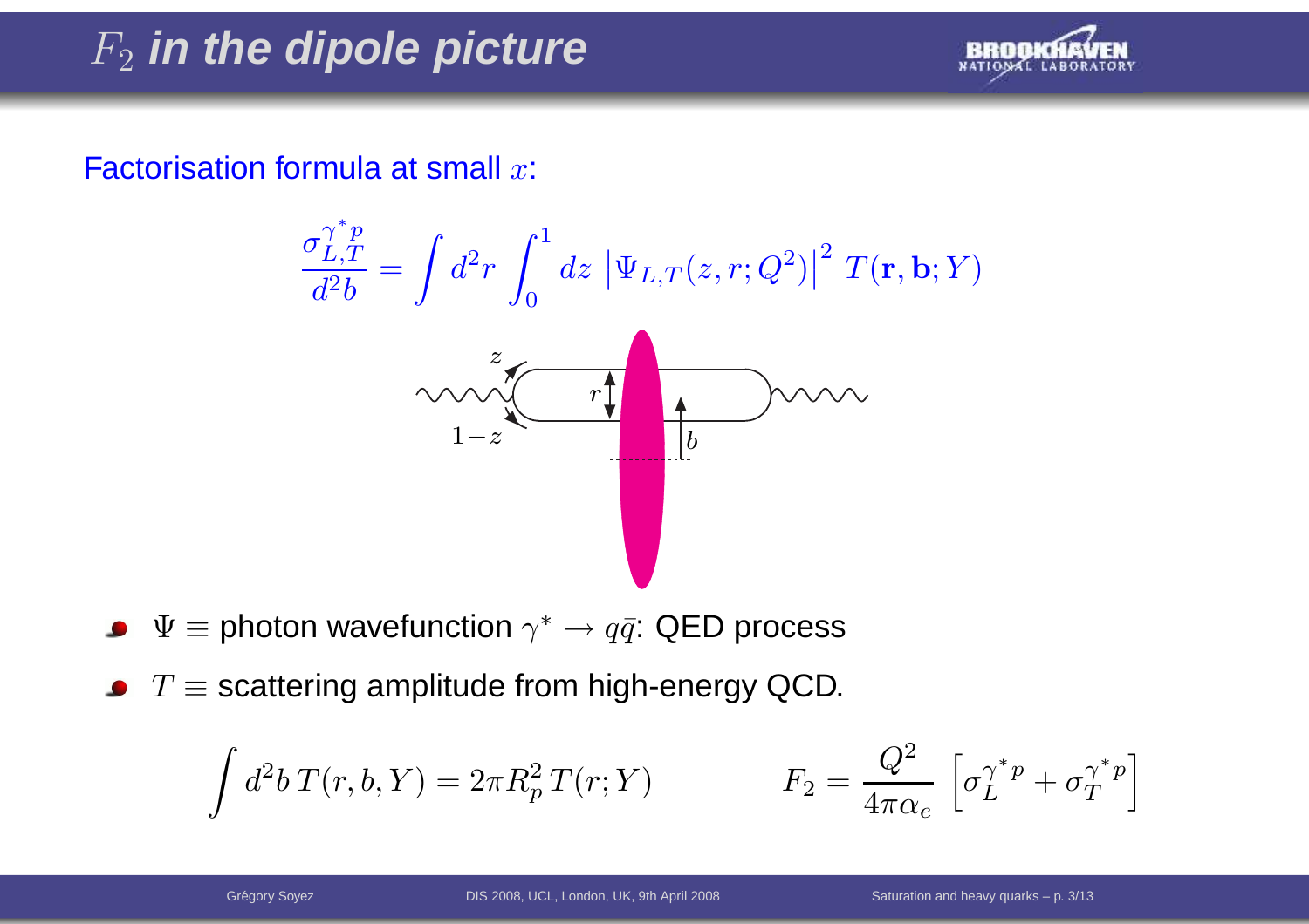# $F_2$ in the dipole picture

Factorisation formula at small $x$:

$$\frac{\sigma^{\gamma^* p}_{L,T}}{d^2b} = \int d^2r \int_0^1 dz \left|\Psi_{L,T}(z,r;Q^2)\right|^2 T(\mathbf{r},\mathbf{b};Y)$$

- $\Psi \equiv$ photon wavefunction $\gamma^* \to q\bar{q}$: QED process
- $T \equiv$ scattering amplitude from high-energy QCD.

$$\int d^2b\, T(r,b,Y) = 2\pi R_p^2\, T(r;Y) \qquad\qquad F_2 = \frac{Q^2}{4\pi\alpha_e}\left[\sigma_L^{\gamma^* p} + \sigma_T^{\gamma^* p}\right]$$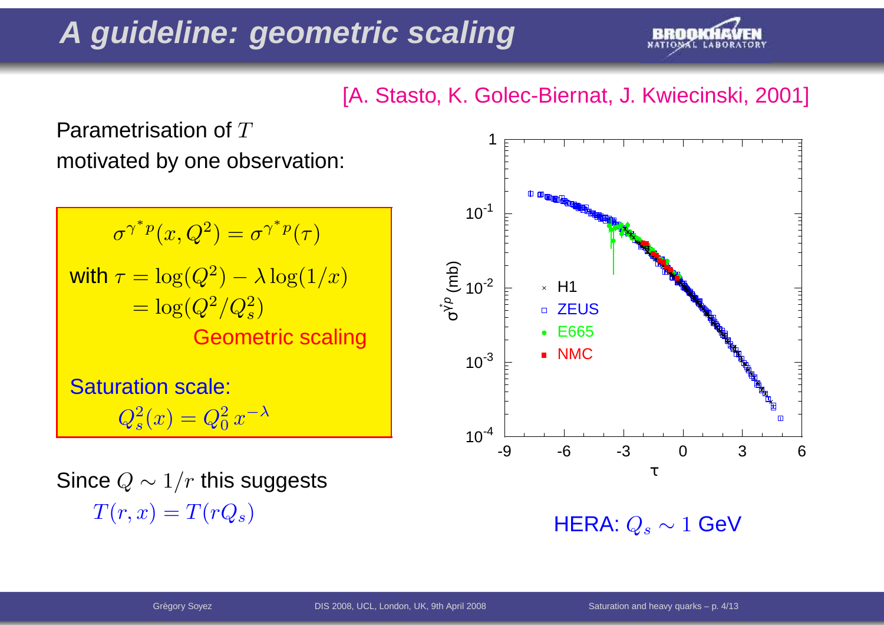# A guideline: geometric scaling

[A. Stasto, K. Golec-Biernat, J. Kwiecinski, 2001]

Parametrisation of $T$ motivated by one observation:

$$\sigma^{\gamma^* p}(x, Q^2) = \sigma^{\gamma^* p}(\tau)$$

with $\tau = \log(Q^2) - \lambda \log(1/x)$
$\quad = \log(Q^2/Q_s^2)$

Geometric scaling

Saturation scale:

$$Q_s^2(x) = Q_0^2\, x^{-\lambda}$$

Since $Q \sim 1/r$ this suggests

$$T(r, x) = T(rQ_s)$$

HERA: $Q_s \sim 1$ GeV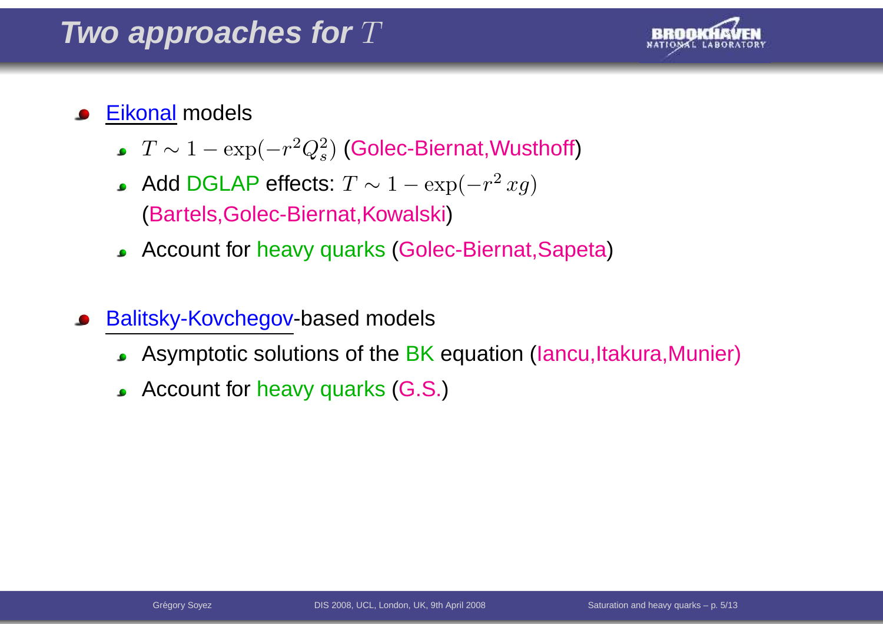# Two approaches for $T$

- Eikonal models
  - $T \sim 1 - \exp(-r^2 Q_s^2)$ (Golec-Biernat,Wusthoff)
  - Add DGLAP effects: $T \sim 1 - \exp(-r^2\, xg)$ (Bartels,Golec-Biernat,Kowalski)
  - Account for heavy quarks (Golec-Biernat,Sapeta)
- Balitsky-Kovchegov-based models
  - Asymptotic solutions of the BK equation (Iancu,Itakura,Munier)
  - Account for heavy quarks (G.S.)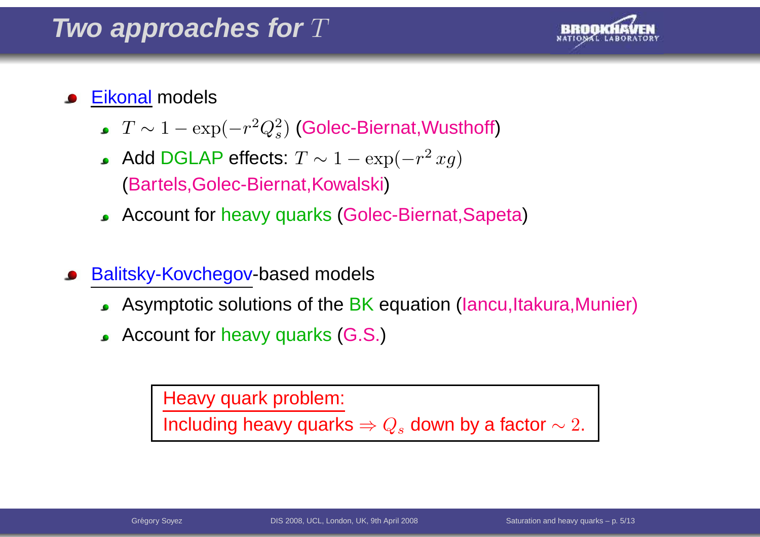# Two approaches for $T$

- Eikonal models
  - $T \sim 1 - \exp(-r^2 Q_s^2)$ (Golec-Biernat,Wusthoff)
  - Add DGLAP effects: $T \sim 1 - \exp(-r^2\, xg)$ (Bartels,Golec-Biernat,Kowalski)
  - Account for heavy quarks (Golec-Biernat,Sapeta)
- Balitsky-Kovchegov-based models
  - Asymptotic solutions of the BK equation (Iancu,Itakura,Munier)
  - Account for heavy quarks (G.S.)

> Heavy quark problem:
> Including heavy quarks $\Rightarrow Q_s$ down by a factor $\sim 2$.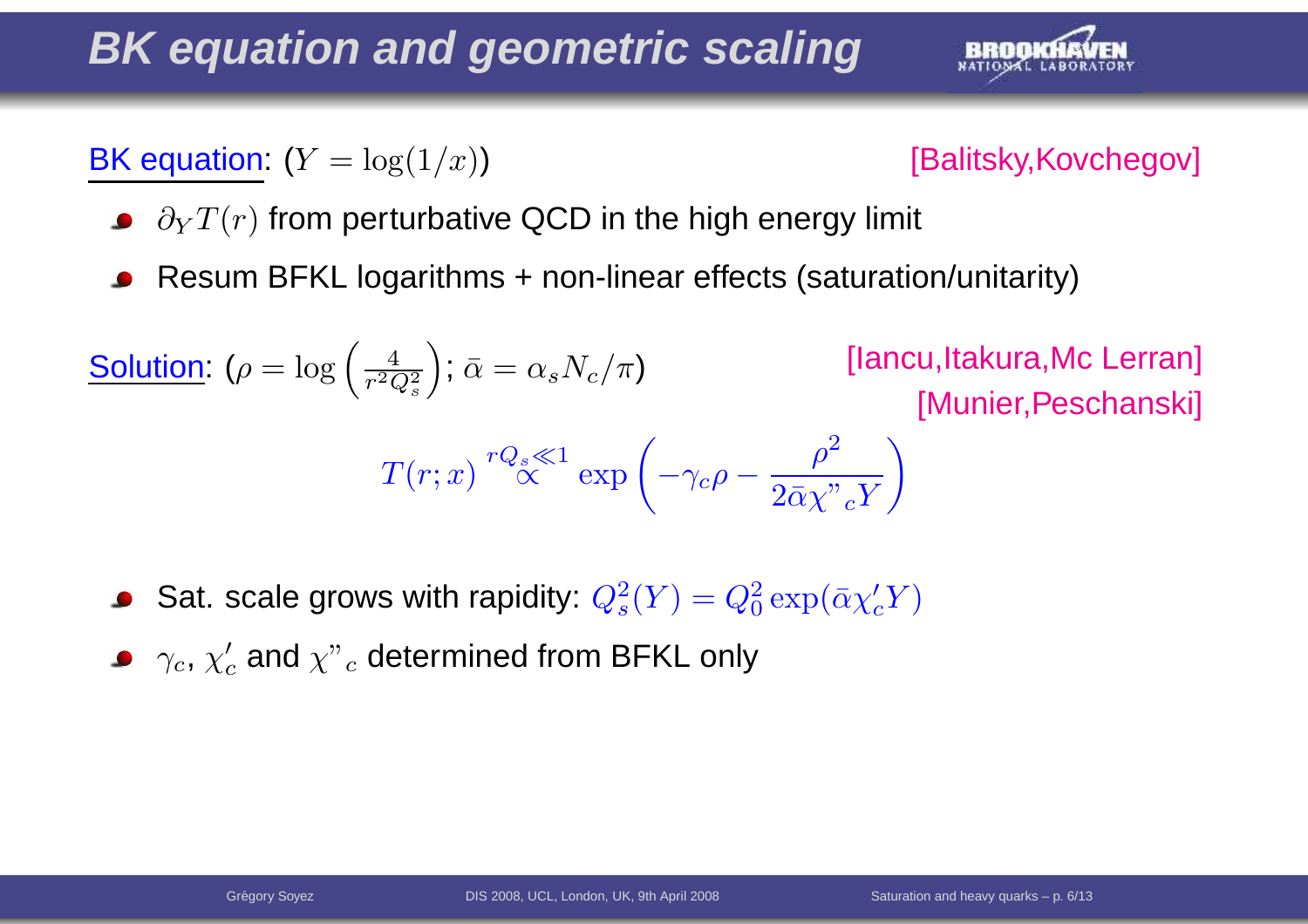# BK equation and geometric scaling

BK equation: ($Y = \log(1/x)$) [Balitsky,Kovchegov]

- $\partial_Y T(r)$ from perturbative QCD in the high energy limit
- Resum BFKL logarithms + non-linear effects (saturation/unitarity)

Solution: ($\rho = \log\left(\frac{4}{r^2 Q_s^2}\right)$; $\bar{\alpha} = \alpha_s N_c/\pi$) [Iancu,Itakura,Mc Lerran] [Munier,Peschanski]

$$T(r; x) \overset{rQ_s \ll 1}{\propto} \exp\left(-\gamma_c \rho - \frac{\rho^2}{2\bar{\alpha}\chi''_c Y}\right)$$

- Sat. scale grows with rapidity: $Q_s^2(Y) = Q_0^2 \exp(\bar{\alpha}\chi'_c Y)$
- $\gamma_c$, $\chi'_c$ and $\chi''_c$ determined from BFKL only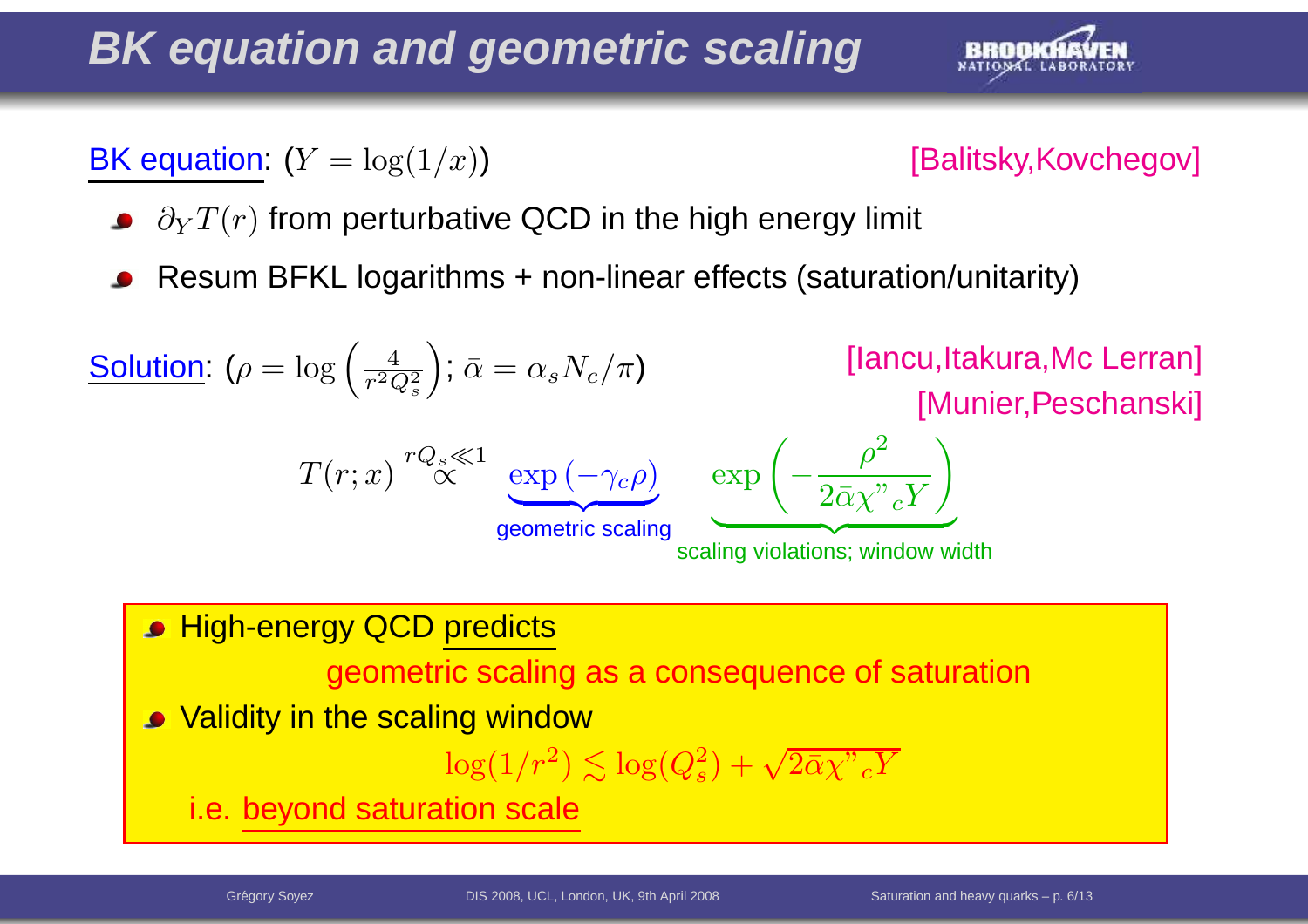# BK equation and geometric scaling

BK equation: ($Y = \log(1/x)$) [Balitsky,Kovchegov]

- $\partial_Y T(r)$ from perturbative QCD in the high energy limit
- Resum BFKL logarithms + non-linear effects (saturation/unitarity)

Solution: ($\rho = \log\left(\frac{4}{r^2 Q_s^2}\right)$; $\bar{\alpha} = \alpha_s N_c/\pi$) [Iancu,Itakura,Mc Lerran] [Munier,Peschanski]

$$T(r;x) \overset{rQ_s \ll 1}{\propto} \underbrace{\exp\left(-\gamma_c \rho\right)}_{\text{geometric scaling}} \quad \underbrace{\exp\left(-\frac{\rho^2}{2\bar{\alpha}\chi"_c Y}\right)}_{\text{scaling violations; window width}}$$

- High-energy QCD predicts

  geometric scaling as a consequence of saturation

- Validity in the scaling window

$$\log(1/r^2) \lesssim \log(Q_s^2) + \sqrt{2\bar{\alpha}\chi"_c Y}$$

  i.e. beyond saturation scale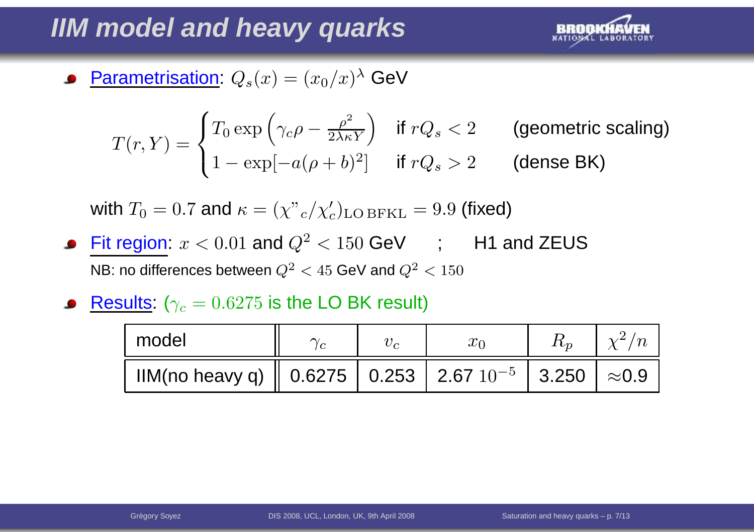# IIM model and heavy quarks

- Parametrisation: $Q_s(x) = (x_0/x)^\lambda$ GeV

$$T(r,Y) = \begin{cases} T_0 \exp\left(\gamma_c \rho - \frac{\rho^2}{2\lambda\kappa Y}\right) & \text{if } rQ_s < 2 \qquad \text{(geometric scaling)} \\ 1 - \exp[-a(\rho+b)^2] & \text{if } rQ_s > 2 \qquad \text{(dense BK)} \end{cases}$$

  with $T_0 = 0.7$ and $\kappa = (\chi"_c/\chi'_c)_{\text{LO BFKL}} = 9.9$ (fixed)

- Fit region: $x < 0.01$ and $Q^2 < 150$ GeV ; H1 and ZEUS
  NB: no differences between $Q^2 < 45$ GeV and $Q^2 < 150$

- Results: ($\gamma_c = 0.6275$ is the LO BK result)

| model | $\gamma_c$ | $v_c$ | $x_0$ | $R_p$ | $\chi^2/n$ |
|---|---|---|---|---|---|
| IIM(no heavy q) | 0.6275 | 0.253 | 2.67 $10^{-5}$ | 3.250 | ≈0.9 |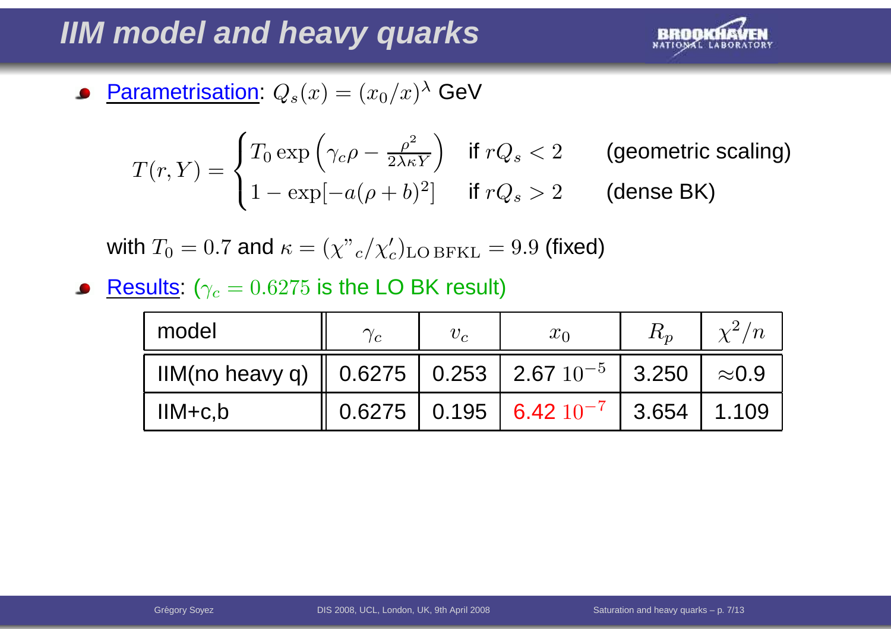# IIM model and heavy quarks

- Parametrisation: $Q_s(x) = (x_0/x)^\lambda$ GeV

$$T(r,Y) = \begin{cases} T_0 \exp\left(\gamma_c \rho - \frac{\rho^2}{2\lambda\kappa Y}\right) & \text{if } rQ_s < 2 \qquad \text{(geometric scaling)} \\ 1 - \exp[-a(\rho+b)^2] & \text{if } rQ_s > 2 \qquad \text{(dense BK)} \end{cases}$$

with $T_0 = 0.7$ and $\kappa = (\chi"_c/\chi'_c)_{\text{LO BFKL}} = 9.9$ (fixed)

- Results: ($\gamma_c = 0.6275$ is the LO BK result)

| model | $\gamma_c$ | $v_c$ | $x_0$ | $R_p$ | $\chi^2/n$ |
|---|---|---|---|---|---|
| IIM(no heavy q) | 0.6275 | 0.253 | 2.67 $10^{-5}$ | 3.250 | ≈0.9 |
| IIM+c,b | 0.6275 | 0.195 | 6.42 $10^{-7}$ | 3.654 | 1.109 |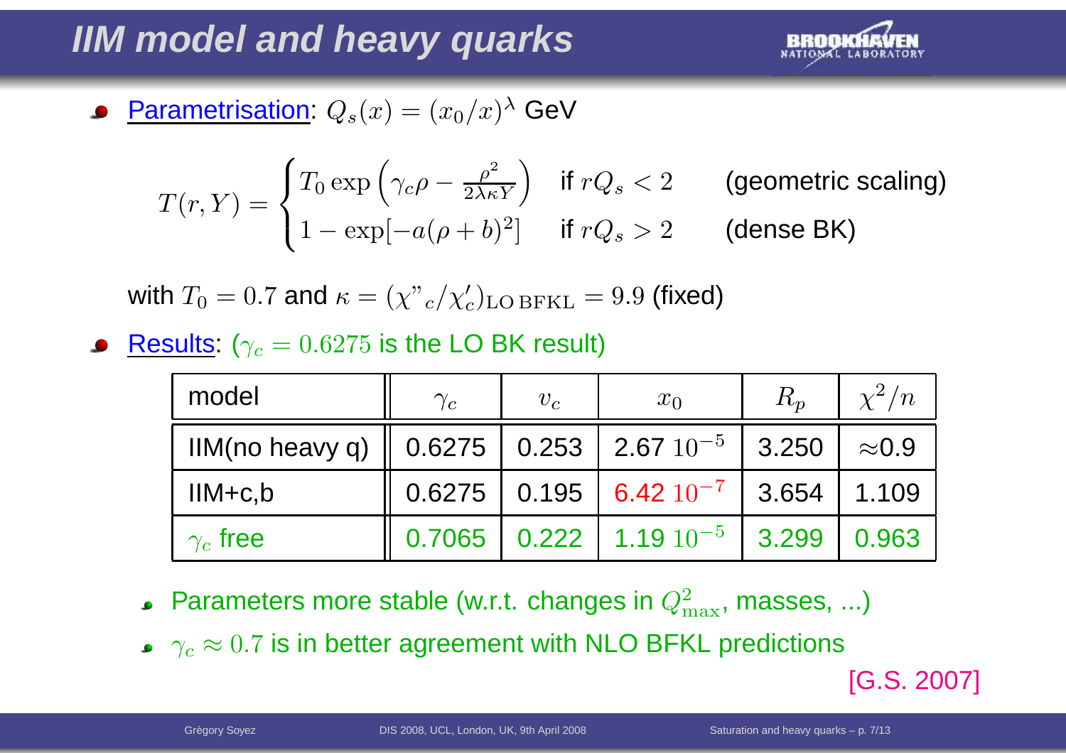# IIM model and heavy quarks

- Parametrisation: $Q_s(x) = (x_0/x)^\lambda$ GeV

$$T(r,Y) = \begin{cases} T_0 \exp\left(\gamma_c \rho - \frac{\rho^2}{2\lambda\kappa Y}\right) & \text{if } rQ_s < 2 \qquad \text{(geometric scaling)} \\ 1 - \exp[-a(\rho+b)^2] & \text{if } rQ_s > 2 \qquad \text{(dense BK)} \end{cases}$$

with $T_0 = 0.7$ and $\kappa = (\chi"_c/\chi'_c)_{\text{LO BFKL}} = 9.9$ (fixed)

- Results: ($\gamma_c = 0.6275$ is the LO BK result)

| model | $\gamma_c$ | $v_c$ | $x_0$ | $R_p$ | $\chi^2/n$ |
|---|---|---|---|---|---|
| IIM(no heavy q) | 0.6275 | 0.253 | 2.67 $10^{-5}$ | 3.250 | ≈0.9 |
| IIM+c,b | 0.6275 | 0.195 | 6.42 $10^{-7}$ | 3.654 | 1.109 |
| $\gamma_c$ free | 0.7065 | 0.222 | 1.19 $10^{-5}$ | 3.299 | 0.963 |

- Parameters more stable (w.r.t. changes in $Q^2_{\max}$, masses, ...)
- $\gamma_c \approx 0.7$ is in better agreement with NLO BFKL predictions

[G.S. 2007]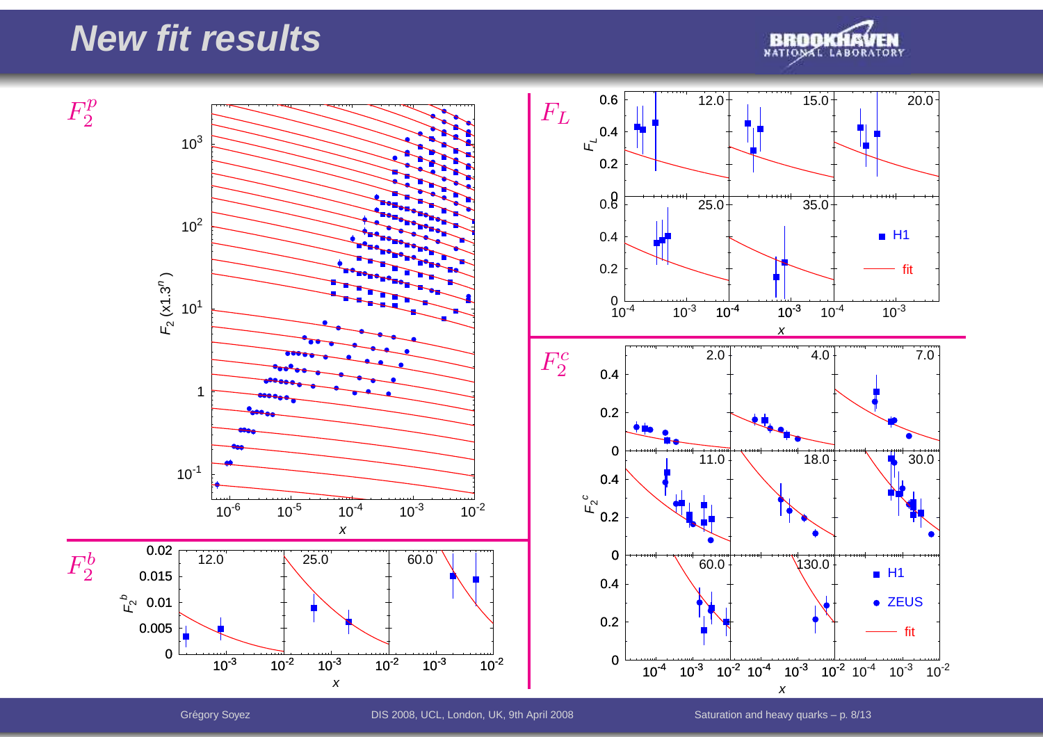# New fit results

$F_2^p$

$F_L$

$F_2^c$

$F_2^b$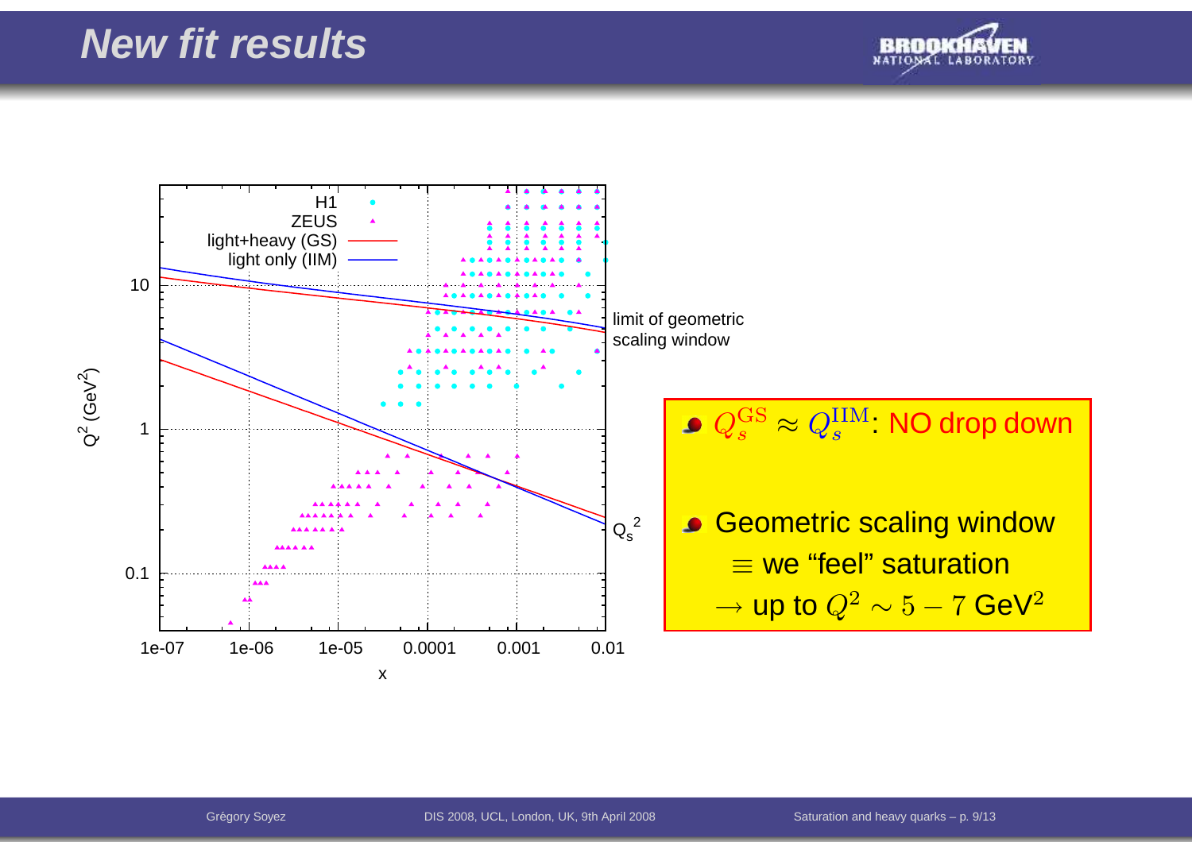# New fit results

- $Q_s^{\rm GS} \approx Q_s^{\rm IIM}$: NO drop down

- Geometric scaling window
  $\equiv$ we "feel" saturation
  $\rightarrow$ up to $Q^2 \sim 5-7$ GeV$^2$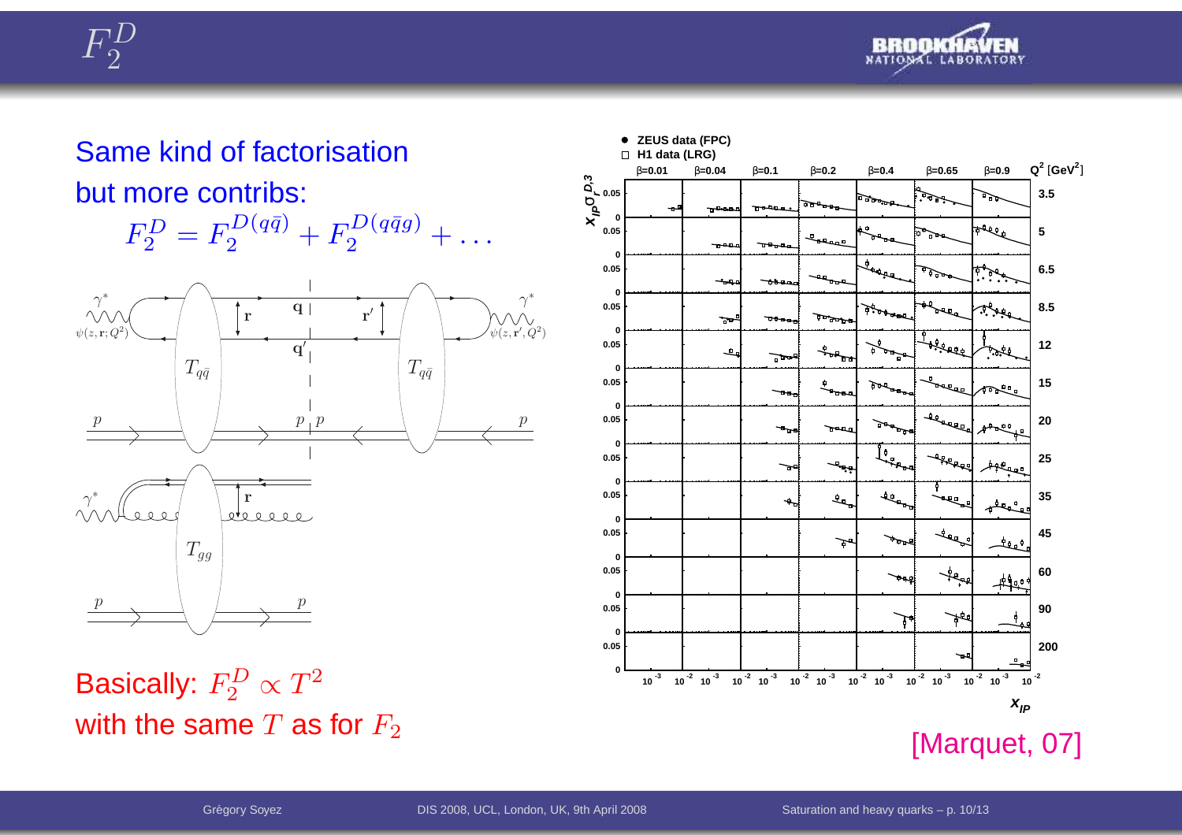# $F_2^D$

Same kind of factorisation but more contribs:

$$F_2^D = F_2^{D(q\bar{q})} + F_2^{D(q\bar{q}g)} + \dots$$

Basically: $F_2^D \propto T^2$ with the same $T$ as for $F_2$

[Marquet, 07]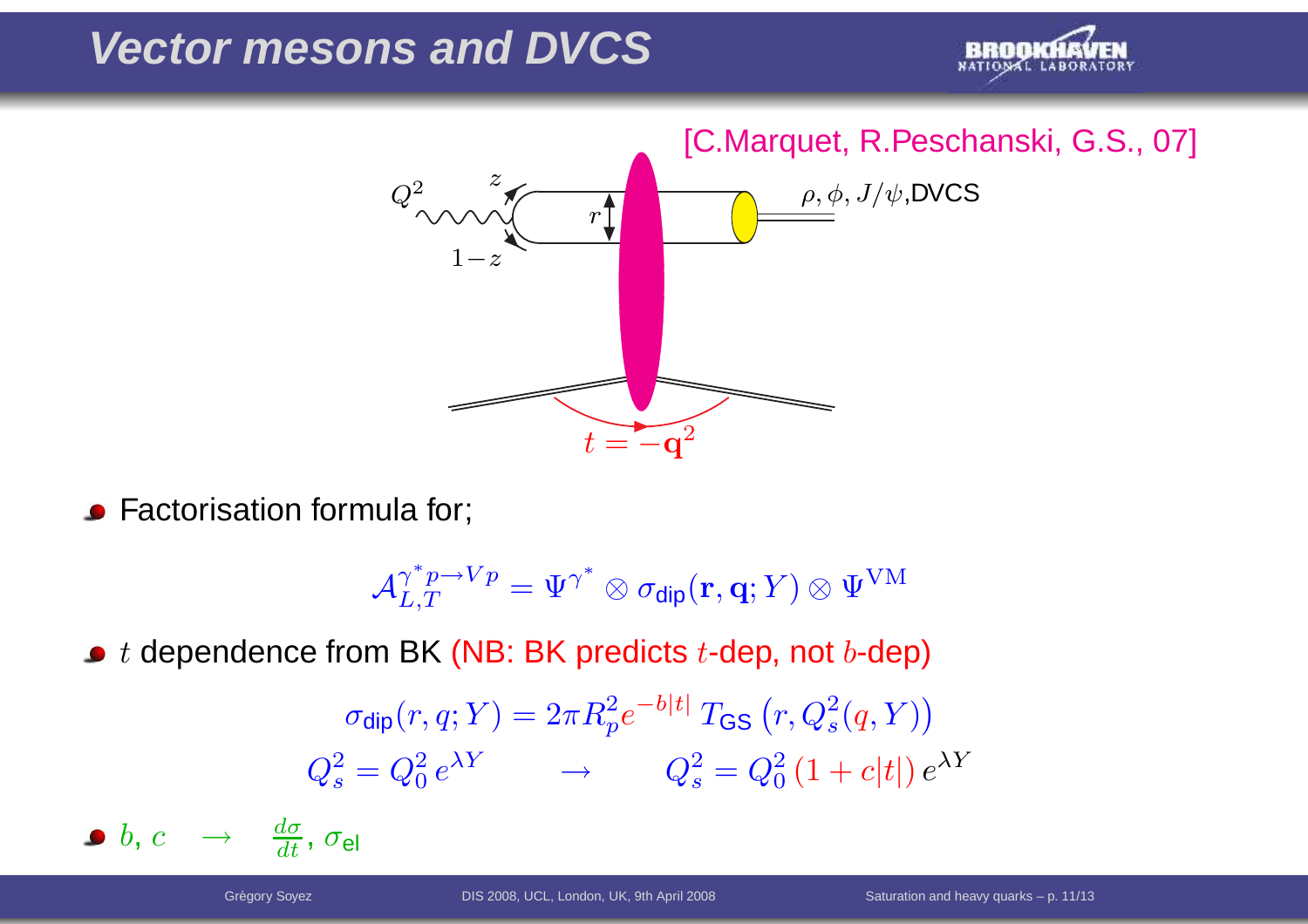# Vector mesons and DVCS

[C.Marquet, R.Peschanski, G.S., 07]

$Q^2$ — $z$, $1-z$ — $r$ — $\rho, \phi, J/\psi$,DVCS — $t = -\mathbf{q}^2$

- Factorisation formula for;

$$\mathcal{A}_{L,T}^{\gamma^* p \to V p} = \Psi^{\gamma^*} \otimes \sigma_{\text{dip}}(\mathbf{r}, \mathbf{q}; Y) \otimes \Psi^{\text{VM}}$$

- $t$ dependence from BK (NB: BK predicts $t$-dep, not $b$-dep)

$$\sigma_{\text{dip}}(r, q; Y) = 2\pi R_p^2 e^{-b|t|} \, T_{\text{GS}} \left( r, Q_s^2(q, Y) \right)$$

$$Q_s^2 = Q_0^2 \, e^{\lambda Y} \qquad \rightarrow \qquad Q_s^2 = Q_0^2 \, (1 + c|t|) \, e^{\lambda Y}$$

- $b$, $c$ $\quad \rightarrow \quad$ $\frac{d\sigma}{dt}$, $\sigma_{\text{el}}$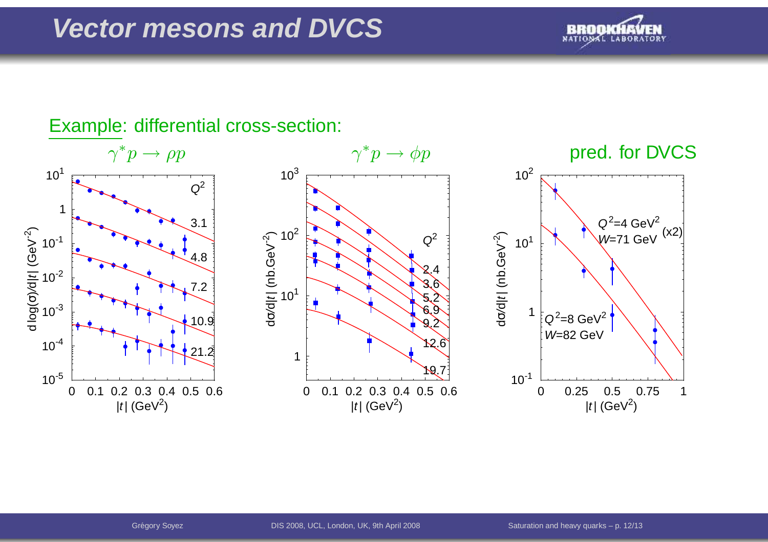# Vector mesons and DVCS

Example: differential cross-section:

$\gamma^* p \to \rho p$

$\gamma^* p \to \phi p$

pred. for DVCS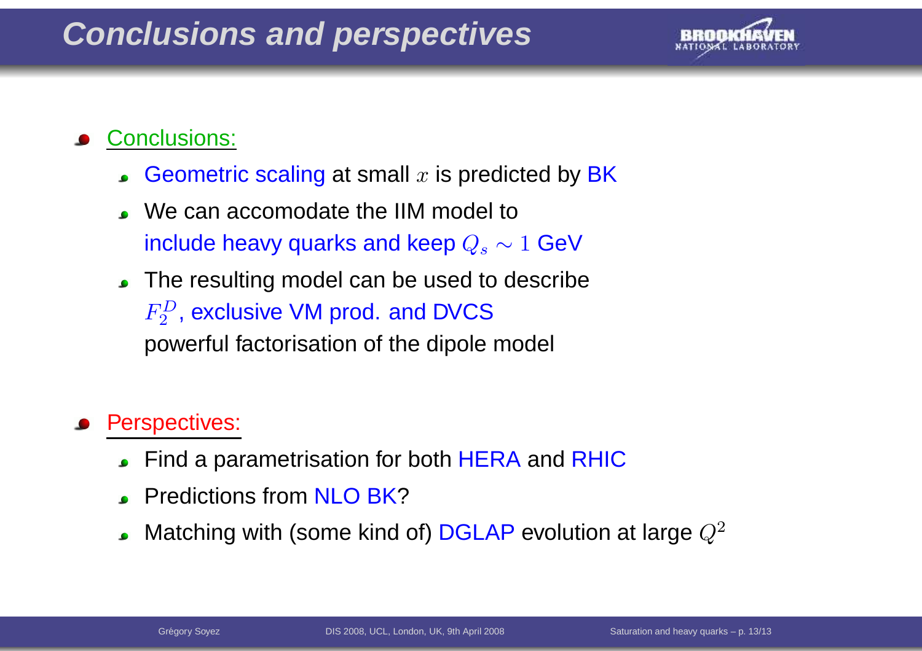# Conclusions and perspectives

- Conclusions:
  - Geometric scaling at small $x$ is predicted by BK
  - We can accomodate the IIM model to include heavy quarks and keep $Q_s \sim 1$ GeV
  - The resulting model can be used to describe $F_2^D$, exclusive VM prod. and DVCS powerful factorisation of the dipole model

- Perspectives:
  - Find a parametrisation for both HERA and RHIC
  - Predictions from NLO BK?
  - Matching with (some kind of) DGLAP evolution at large $Q^2$